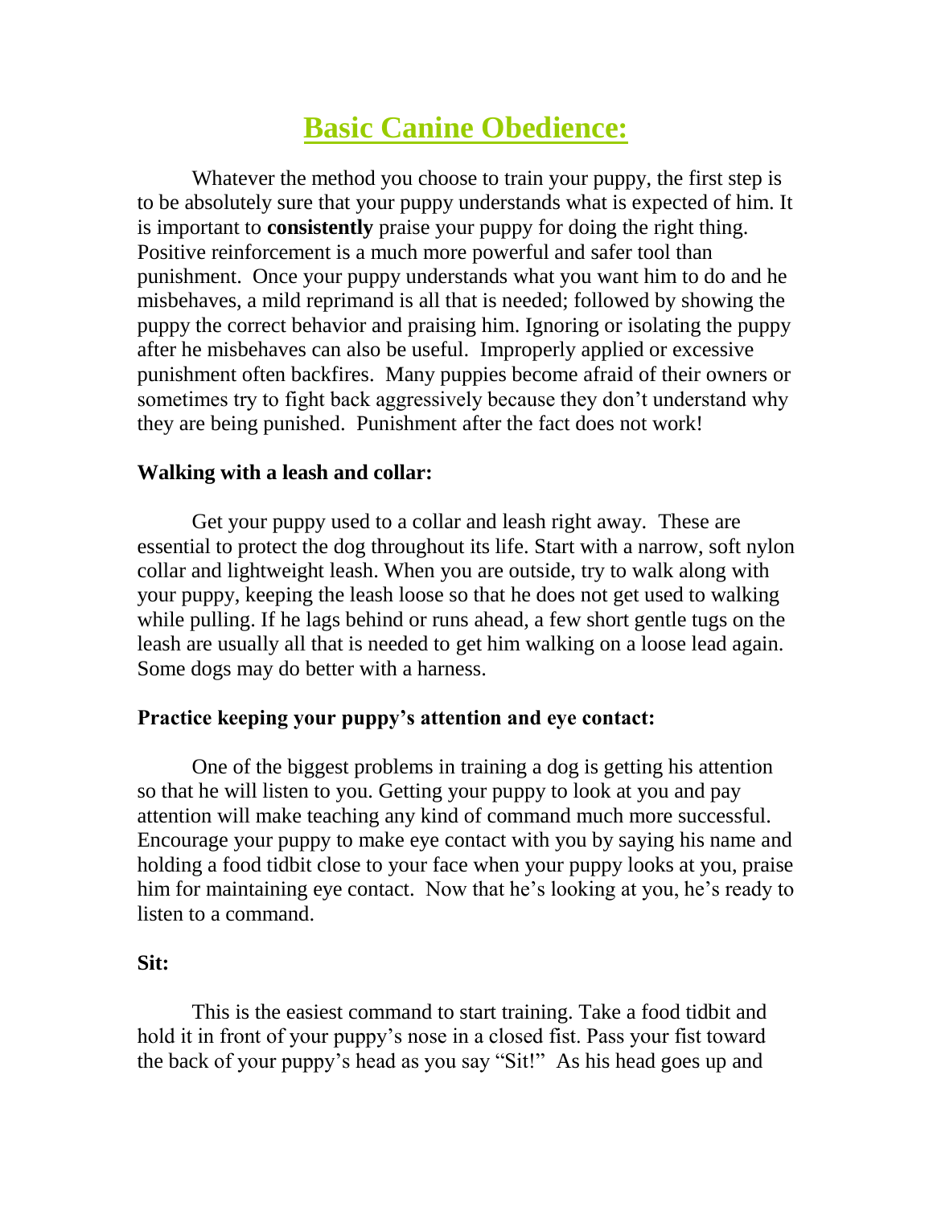# Basic Canine Obedience:

Whatever the method you choose to train your puppy, the first step is to be absolutely sure that your puppy understands what is expected of him. It is important to **consistently** praise your puppy for doing the right thing. Positive reinforcement is a much more powerful and safer tool than punishment. Once your puppy understands what you want him to do and he misbehaves, a mild reprimand is all that is needed; followed by showing the puppy the correct behavior and praising him. Ignoring or isolating the puppy after he misbehaves can also be useful. Improperly applied or excessive punishment often backfires. Many puppies become afraid of their owners or sometimes try to fight back aggressively because they don't understand why they are being punished. Punishment after the fact does not work!

**Walking with a leash and collar:**

Get your puppy used to a collar and leash right away. These are essential to protect the dog throughout its life. Start with a narrow, soft nylon collar and lightweight leash. When you are outside, try to walk along with your puppy, keeping the leash loose so that he does not get used to walking while pulling. If he lags behind or runs ahead, a few short gentle tugs on the leash are usually all that is needed to get him walking on a loose lead again. Some dogs may do better with a harness.

**Practice keeping your puppy's attention and eye contact:**

One of the biggest problems in training a dog is getting his attention so that he will listen to you. Getting your puppy to look at you and pay attention will make teaching any kind of command much more successful. Encourage your puppy to make eye contact with you by saying his name and holding a food tidbit close to your face when your puppy looks at you, praise him for maintaining eye contact. Now that he's looking at you, he's ready to listen to a command.

**Sit:**

This is the easiest command to start training. Take a food tidbit and hold it in front of your puppy's nose in a closed fist. Pass your fist toward the back of your puppy's head as you say "Sit!" As his head goes up and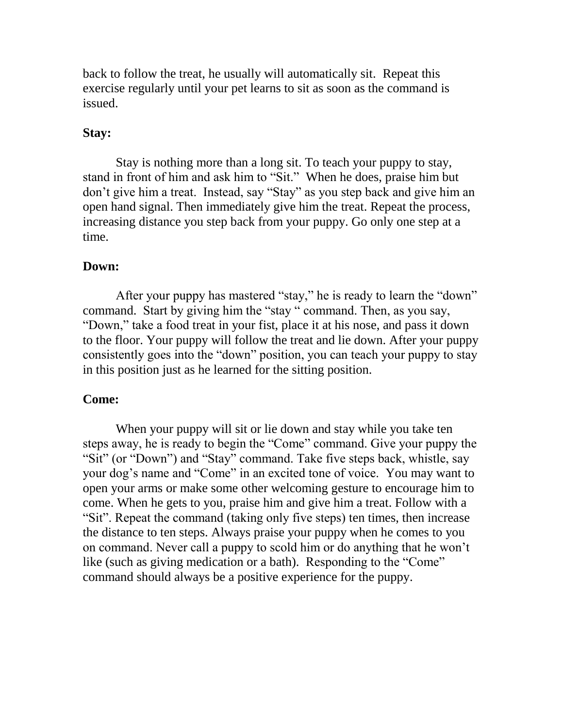back to follow the treat, he usually will automatically sit. Repeat this exercise regularly until your pet learns to sit as soon as the command is issued.

**Stay:**

Stay is nothing more than a long sit. To teach your puppy to stay, stand in front of him and ask him to "Sit." When he does, praise him but don't give him a treat. Instead, say "Stay" as you step back and give him an open hand signal. Then immediately give him the treat. Repeat the process, increasing distance you step back from your puppy. Go only one step at a time.

**Down:**

After your puppy has mastered "stay," he is ready to learn the "down" command. Start by giving him the "stay " command. Then, as you say, "Down," take a food treat in your fist, place it at his nose, and pass it down to the floor. Your puppy will follow the treat and lie down. After your puppy consistently goes into the "down" position, you can teach your puppy to stay in this position just as he learned for the sitting position.

**Come:**

When your puppy will sit or lie down and stay while you take ten steps away, he is ready to begin the "Come" command. Give your puppy the "Sit" (or "Down") and "Stay" command. Take five steps back, whistle, say your dog's name and "Come" in an excited tone of voice. You may want to open your arms or make some other welcoming gesture to encourage him to come. When he gets to you, praise him and give him a treat. Follow with a "Sit". Repeat the command (taking only five steps) ten times, then increase the distance to ten steps. Always praise your puppy when he comes to you on command. Never call a puppy to scold him or do anything that he won't like (such as giving medication or a bath). Responding to the "Come" command should always be a positive experience for the puppy.